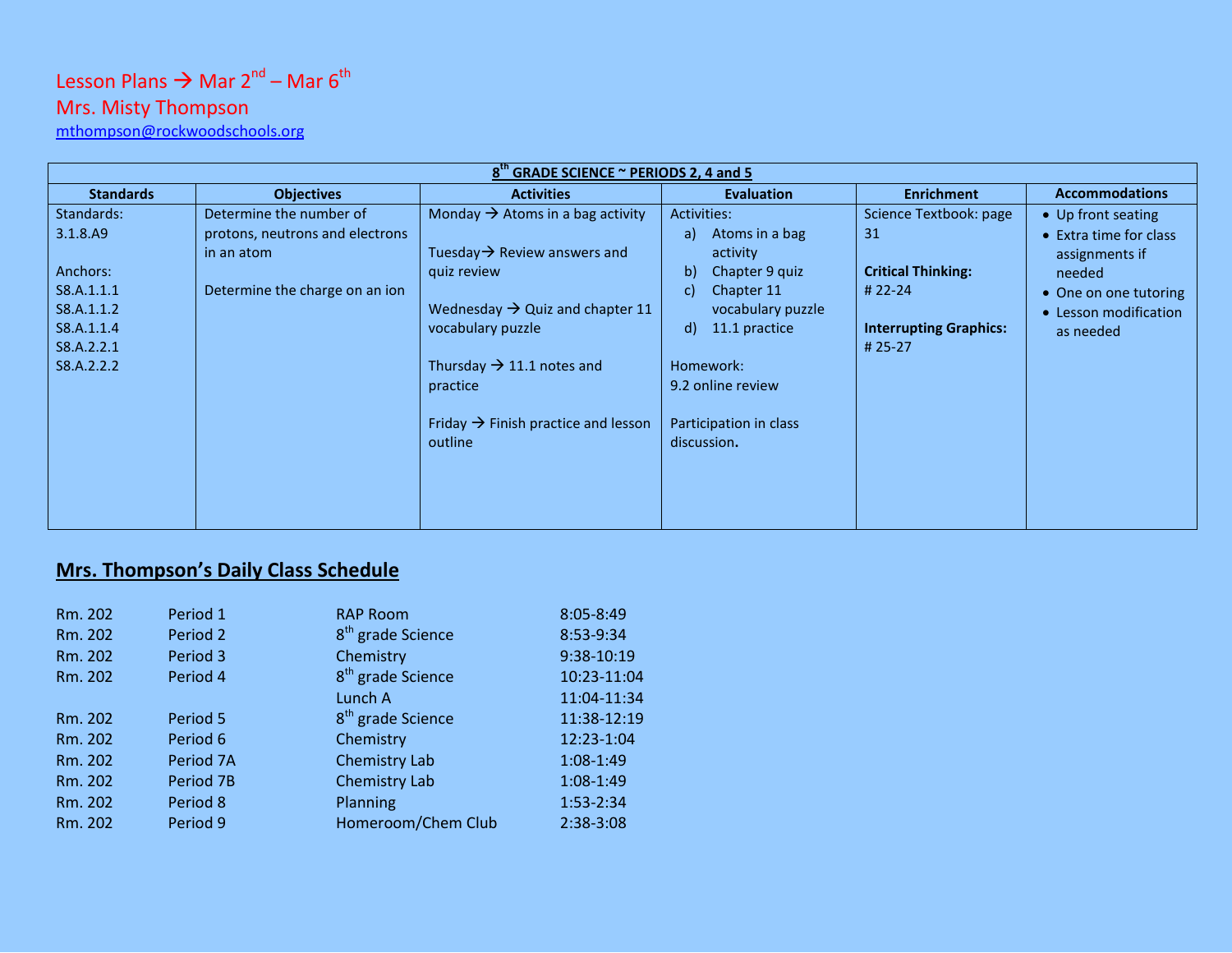Lesson Plans → Mar 2nd – Mar 6th

Mrs. Misty Thompson

mthompson@rockwoodschools.org

| 8th GRADE SCIENCE ~ PERIODS 2, 4 and 5 | | | | | |
|---|---|---|---|---|---|
| **Standards** | **Objectives** | **Activities** | **Evaluation** | **Enrichment** | **Accommodations** |
| Standards:<br>3.1.8.A9<br><br>Anchors:<br>S8.A.1.1.1<br>S8.A.1.1.2<br>S8.A.1.1.4<br>S8.A.2.2.1<br>S8.A.2.2.2 | Determine the number of protons, neutrons and electrons in an atom<br><br>Determine the charge on an ion | Monday → Atoms in a bag activity<br><br>Tuesday→ Review answers and quiz review<br><br>Wednesday → Quiz and chapter 11 vocabulary puzzle<br><br>Thursday → 11.1 notes and practice<br><br>Friday → Finish practice and lesson outline | Activities:<br>a) Atoms in a bag activity<br>b) Chapter 9 quiz<br>c) Chapter 11 vocabulary puzzle<br>d) 11.1 practice<br><br>Homework:<br>9.2 online review<br><br>Participation in class discussion. | Science Textbook: page 31<br><br>**Critical Thinking:**<br># 22-24<br><br>**Interrupting Graphics:**<br># 25-27 | • Up front seating<br>• Extra time for class assignments if needed<br>• One on one tutoring<br>• Lesson modification as needed |

## Mrs. Thompson's Daily Class Schedule

| | | | |
|---|---|---|---|
| Rm. 202 | Period 1 | RAP Room | 8:05-8:49 |
| Rm. 202 | Period 2 | 8th grade Science | 8:53-9:34 |
| Rm. 202 | Period 3 | Chemistry | 9:38-10:19 |
| Rm. 202 | Period 4 | 8th grade Science | 10:23-11:04 |
| | | Lunch A | 11:04-11:34 |
| Rm. 202 | Period 5 | 8th grade Science | 11:38-12:19 |
| Rm. 202 | Period 6 | Chemistry | 12:23-1:04 |
| Rm. 202 | Period 7A | Chemistry Lab | 1:08-1:49 |
| Rm. 202 | Period 7B | Chemistry Lab | 1:08-1:49 |
| Rm. 202 | Period 8 | Planning | 1:53-2:34 |
| Rm. 202 | Period 9 | Homeroom/Chem Club | 2:38-3:08 |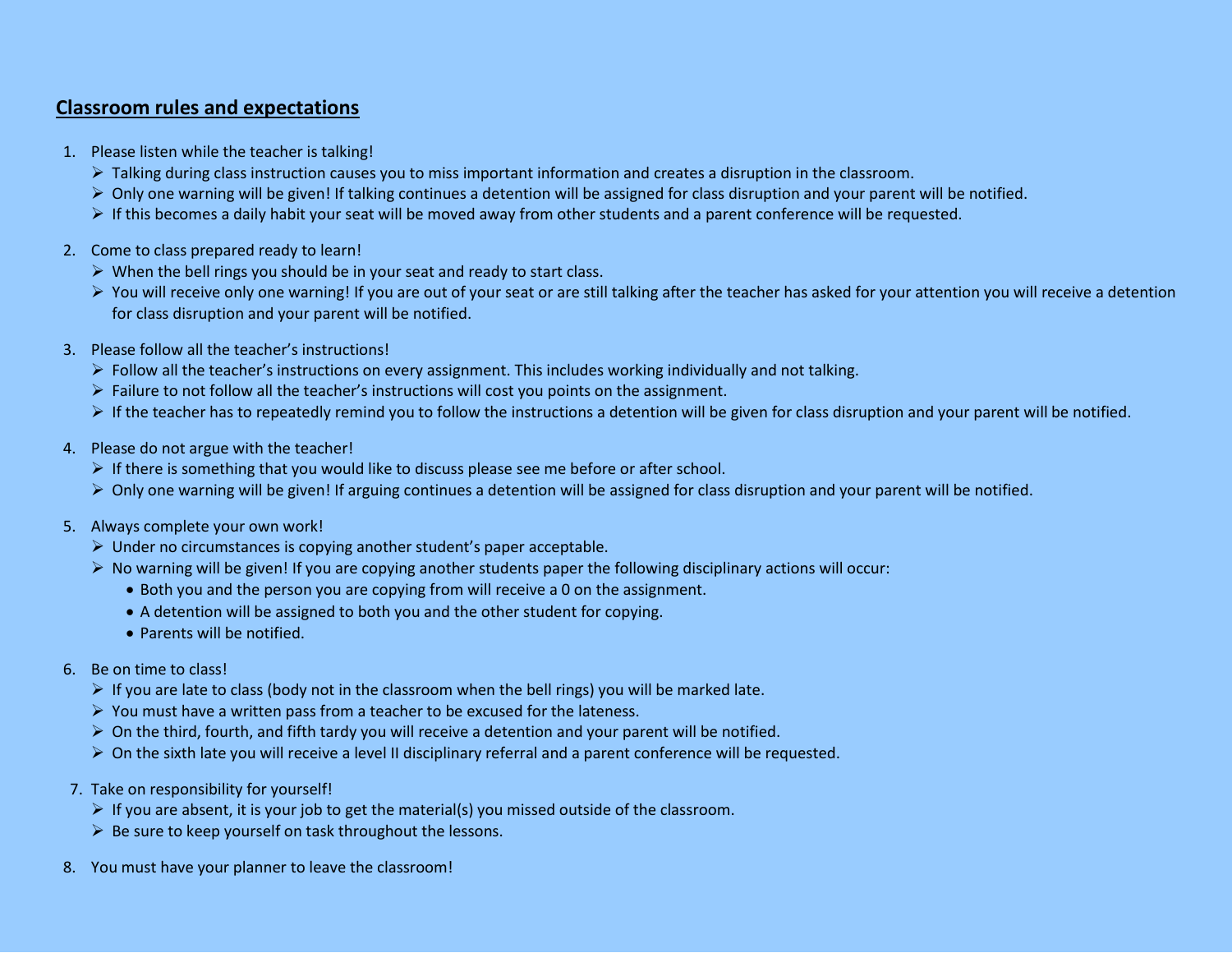## Classroom rules and expectations

1. Please listen while the teacher is talking!
   - Talking during class instruction causes you to miss important information and creates a disruption in the classroom.
   - Only one warning will be given! If talking continues a detention will be assigned for class disruption and your parent will be notified.
   - If this becomes a daily habit your seat will be moved away from other students and a parent conference will be requested.

2. Come to class prepared ready to learn!
   - When the bell rings you should be in your seat and ready to start class.
   - You will receive only one warning! If you are out of your seat or are still talking after the teacher has asked for your attention you will receive a detention for class disruption and your parent will be notified.

3. Please follow all the teacher's instructions!
   - Follow all the teacher's instructions on every assignment. This includes working individually and not talking.
   - Failure to not follow all the teacher's instructions will cost you points on the assignment.
   - If the teacher has to repeatedly remind you to follow the instructions a detention will be given for class disruption and your parent will be notified.

4. Please do not argue with the teacher!
   - If there is something that you would like to discuss please see me before or after school.
   - Only one warning will be given! If arguing continues a detention will be assigned for class disruption and your parent will be notified.

5. Always complete your own work!
   - Under no circumstances is copying another student's paper acceptable.
   - No warning will be given! If you are copying another students paper the following disciplinary actions will occur:
     - Both you and the person you are copying from will receive a 0 on the assignment.
     - A detention will be assigned to both you and the other student for copying.
     - Parents will be notified.

6. Be on time to class!
   - If you are late to class (body not in the classroom when the bell rings) you will be marked late.
   - You must have a written pass from a teacher to be excused for the lateness.
   - On the third, fourth, and fifth tardy you will receive a detention and your parent will be notified.
   - On the sixth late you will receive a level II disciplinary referral and a parent conference will be requested.

7. Take on responsibility for yourself!
   - If you are absent, it is your job to get the material(s) you missed outside of the classroom.
   - Be sure to keep yourself on task throughout the lessons.

8. You must have your planner to leave the classroom!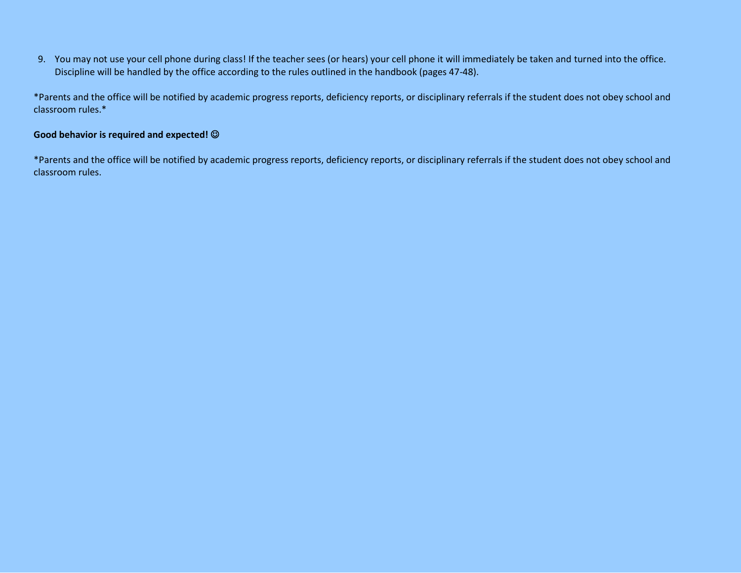9. You may not use your cell phone during class! If the teacher sees (or hears) your cell phone it will immediately be taken and turned into the office. Discipline will be handled by the office according to the rules outlined in the handbook (pages 47-48).

*Parents and the office will be notified by academic progress reports, deficiency reports, or disciplinary referrals if the student does not obey school and classroom rules.*

**Good behavior is required and expected! ☺**

*Parents and the office will be notified by academic progress reports, deficiency reports, or disciplinary referrals if the student does not obey school and classroom rules.